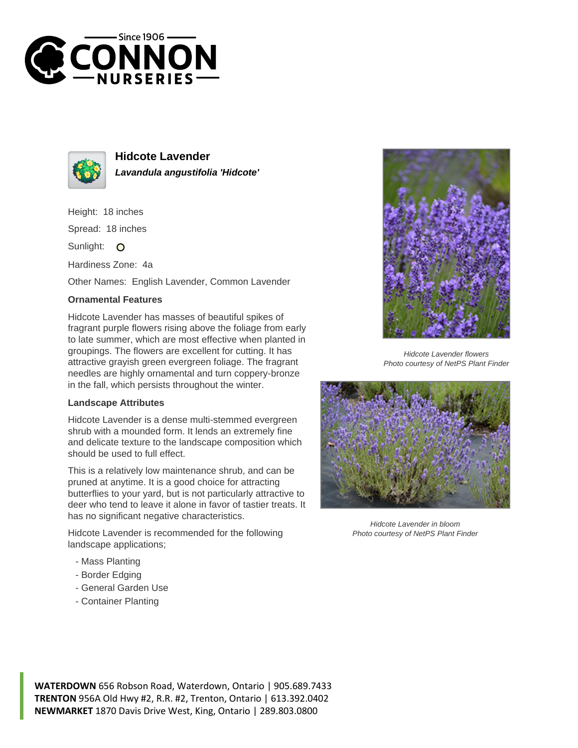Since 1906
CONNON
NURSERIES

## Hidcote Lavender

***Lavandula angustifolia 'Hidcote'***

Height: 18 inches

Spread: 18 inches

Sunlight:

Hardiness Zone: 4a

Other Names: English Lavender, Common Lavender

### Ornamental Features

Hidcote Lavender has masses of beautiful spikes of fragrant purple flowers rising above the foliage from early to late summer, which are most effective when planted in groupings. The flowers are excellent for cutting. It has attractive grayish green evergreen foliage. The fragrant needles are highly ornamental and turn coppery-bronze in the fall, which persists throughout the winter.

### Landscape Attributes

Hidcote Lavender is a dense multi-stemmed evergreen shrub with a mounded form. It lends an extremely fine and delicate texture to the landscape composition which should be used to full effect.

This is a relatively low maintenance shrub, and can be pruned at anytime. It is a good choice for attracting butterflies to your yard, but is not particularly attractive to deer who tend to leave it alone in favor of tastier treats. It has no significant negative characteristics.

Hidcote Lavender is recommended for the following landscape applications;

- Mass Planting
- Border Edging
- General Garden Use
- Container Planting

*Hidcote Lavender flowers*
*Photo courtesy of NetPS Plant Finder*

*Hidcote Lavender in bloom*
*Photo courtesy of NetPS Plant Finder*

**WATERDOWN** 656 Robson Road, Waterdown, Ontario | 905.689.7433
**TRENTON** 956A Old Hwy #2, R.R. #2, Trenton, Ontario | 613.392.0402
**NEWMARKET** 1870 Davis Drive West, King, Ontario | 289.803.0800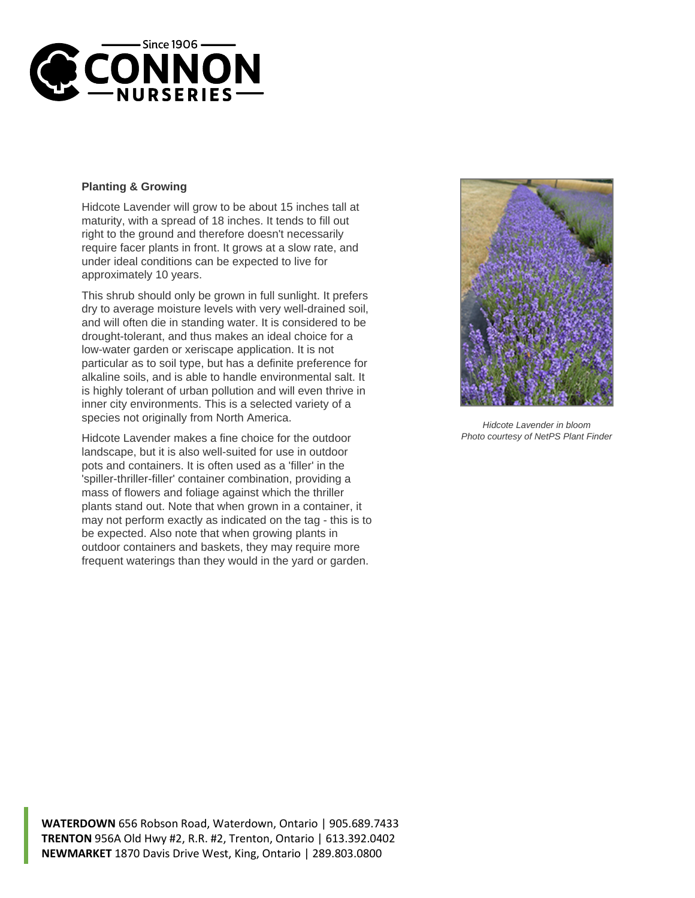### Planting & Growing

Hidcote Lavender will grow to be about 15 inches tall at maturity, with a spread of 18 inches. It tends to fill out right to the ground and therefore doesn't necessarily require facer plants in front. It grows at a slow rate, and under ideal conditions can be expected to live for approximately 10 years.

This shrub should only be grown in full sunlight. It prefers dry to average moisture levels with very well-drained soil, and will often die in standing water. It is considered to be drought-tolerant, and thus makes an ideal choice for a low-water garden or xeriscape application. It is not particular as to soil type, but has a definite preference for alkaline soils, and is able to handle environmental salt. It is highly tolerant of urban pollution and will even thrive in inner city environments. This is a selected variety of a species not originally from North America.

Hidcote Lavender makes a fine choice for the outdoor landscape, but it is also well-suited for use in outdoor pots and containers. It is often used as a 'filler' in the 'spiller-thriller-filler' container combination, providing a mass of flowers and foliage against which the thriller plants stand out. Note that when grown in a container, it may not perform exactly as indicated on the tag - this is to be expected. Also note that when growing plants in outdoor containers and baskets, they may require more frequent waterings than they would in the yard or garden.

*Hidcote Lavender in bloom*
*Photo courtesy of NetPS Plant Finder*

**WATERDOWN** 656 Robson Road, Waterdown, Ontario | 905.689.7433
**TRENTON** 956A Old Hwy #2, R.R. #2, Trenton, Ontario | 613.392.0402
**NEWMARKET** 1870 Davis Drive West, King, Ontario | 289.803.0800